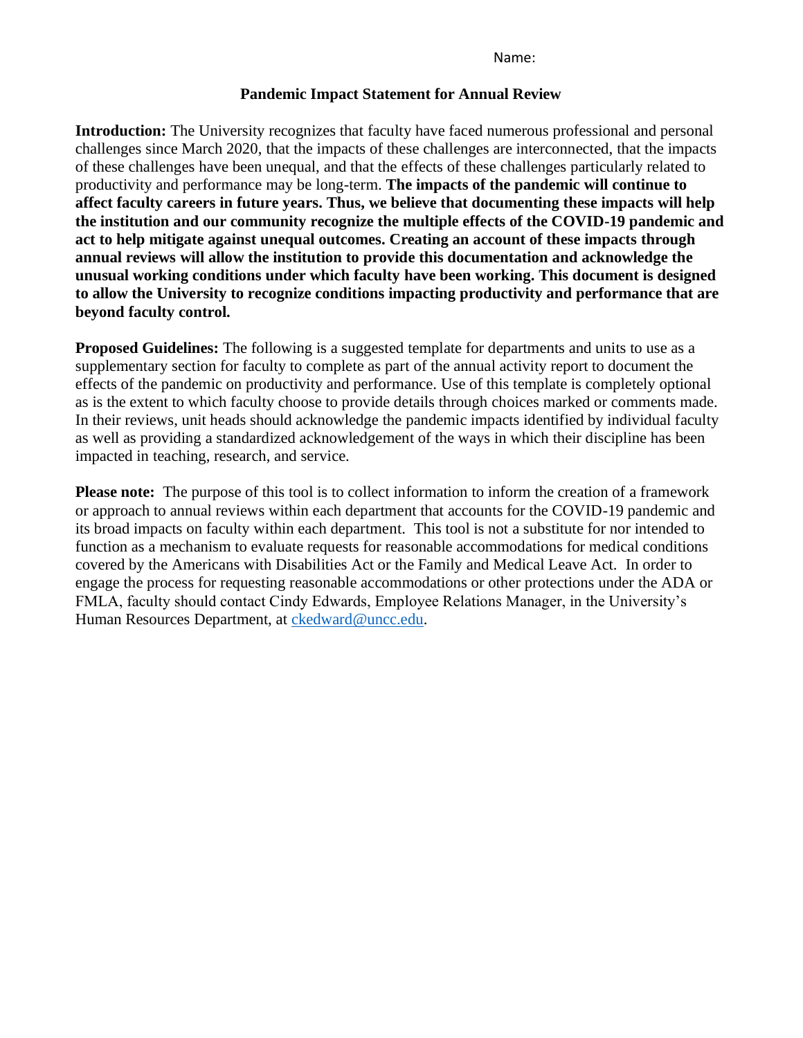Name:

# Pandemic Impact Statement for Annual Review

**Introduction:** The University recognizes that faculty have faced numerous professional and personal challenges since March 2020, that the impacts of these challenges are interconnected, that the impacts of these challenges have been unequal, and that the effects of these challenges particularly related to productivity and performance may be long-term. **The impacts of the pandemic will continue to affect faculty careers in future years. Thus, we believe that documenting these impacts will help the institution and our community recognize the multiple effects of the COVID-19 pandemic and act to help mitigate against unequal outcomes. Creating an account of these impacts through annual reviews will allow the institution to provide this documentation and acknowledge the unusual working conditions under which faculty have been working. This document is designed to allow the University to recognize conditions impacting productivity and performance that are beyond faculty control.**

**Proposed Guidelines:** The following is a suggested template for departments and units to use as a supplementary section for faculty to complete as part of the annual activity report to document the effects of the pandemic on productivity and performance. Use of this template is completely optional as is the extent to which faculty choose to provide details through choices marked or comments made. In their reviews, unit heads should acknowledge the pandemic impacts identified by individual faculty as well as providing a standardized acknowledgement of the ways in which their discipline has been impacted in teaching, research, and service.

**Please note:** The purpose of this tool is to collect information to inform the creation of a framework or approach to annual reviews within each department that accounts for the COVID-19 pandemic and its broad impacts on faculty within each department. This tool is not a substitute for nor intended to function as a mechanism to evaluate requests for reasonable accommodations for medical conditions covered by the Americans with Disabilities Act or the Family and Medical Leave Act. In order to engage the process for requesting reasonable accommodations or other protections under the ADA or FMLA, faculty should contact Cindy Edwards, Employee Relations Manager, in the University's Human Resources Department, at ckedward@uncc.edu.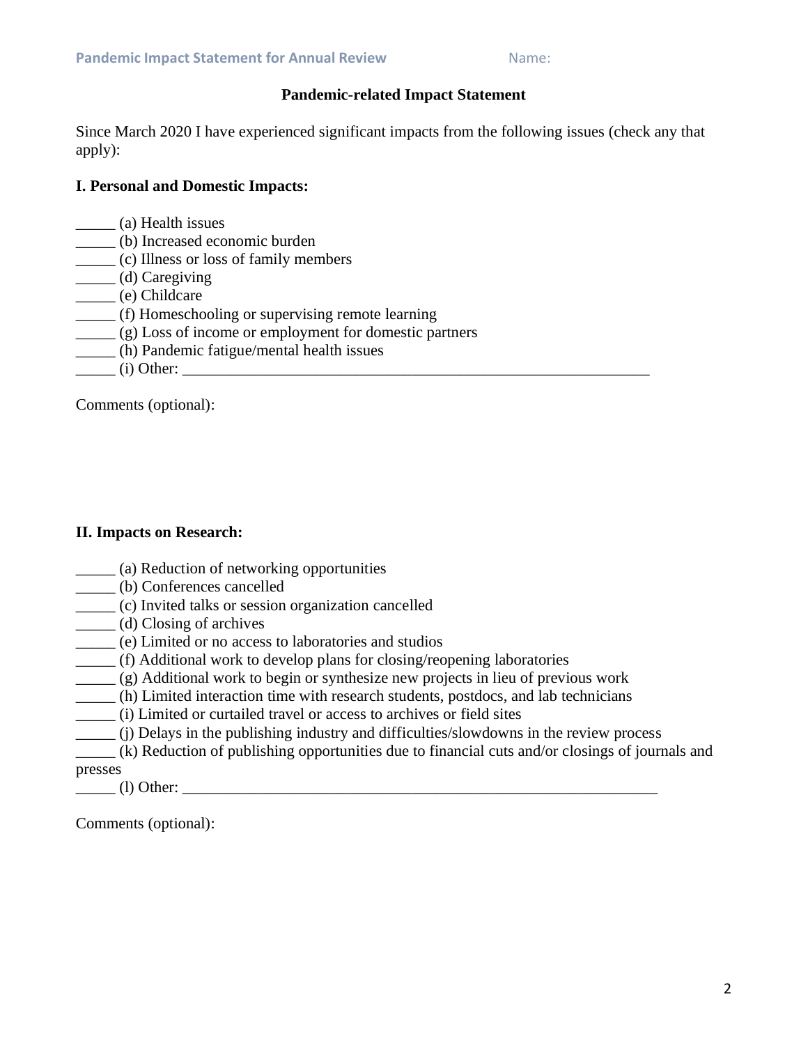## Pandemic-related Impact Statement

Since March 2020 I have experienced significant impacts from the following issues (check any that apply):

### I. Personal and Domestic Impacts:

_____ (a) Health issues
_____ (b) Increased economic burden
_____ (c) Illness or loss of family members
_____ (d) Caregiving
_____ (e) Childcare
_____ (f) Homeschooling or supervising remote learning
_____ (g) Loss of income or employment for domestic partners
_____ (h) Pandemic fatigue/mental health issues
_____ (i) Other: ____________________________________________________________

Comments (optional):

### II. Impacts on Research:

_____ (a) Reduction of networking opportunities
_____ (b) Conferences cancelled
_____ (c) Invited talks or session organization cancelled
_____ (d) Closing of archives
_____ (e) Limited or no access to laboratories and studios
_____ (f) Additional work to develop plans for closing/reopening laboratories
_____ (g) Additional work to begin or synthesize new projects in lieu of previous work
_____ (h) Limited interaction time with research students, postdocs, and lab technicians
_____ (i) Limited or curtailed travel or access to archives or field sites
_____ (j) Delays in the publishing industry and difficulties/slowdowns in the review process
_____ (k) Reduction of publishing opportunities due to financial cuts and/or closings of journals and presses
_____ (l) Other: ____________________________________________________________

Comments (optional):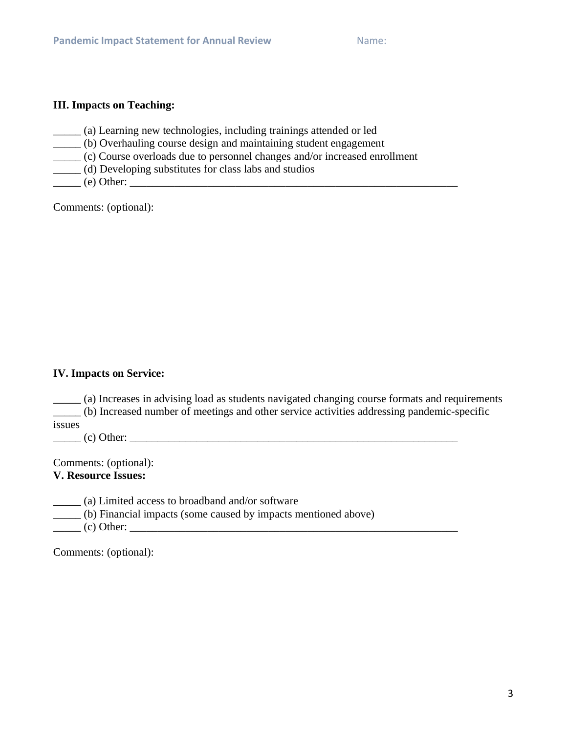**III. Impacts on Teaching:**

_____ (a) Learning new technologies, including trainings attended or led
_____ (b) Overhauling course design and maintaining student engagement
_____ (c) Course overloads due to personnel changes and/or increased enrollment
_____ (d) Developing substitutes for class labs and studios
_____ (e) Other: ______________________________________________________________

Comments: (optional):

**IV. Impacts on Service:**

_____ (a) Increases in advising load as students navigated changing course formats and requirements
_____ (b) Increased number of meetings and other service activities addressing pandemic-specific issues
_____ (c) Other: ______________________________________________________________

Comments: (optional):

**V. Resource Issues:**

_____ (a) Limited access to broadband and/or software
_____ (b) Financial impacts (some caused by impacts mentioned above)
_____ (c) Other: ______________________________________________________________

Comments: (optional):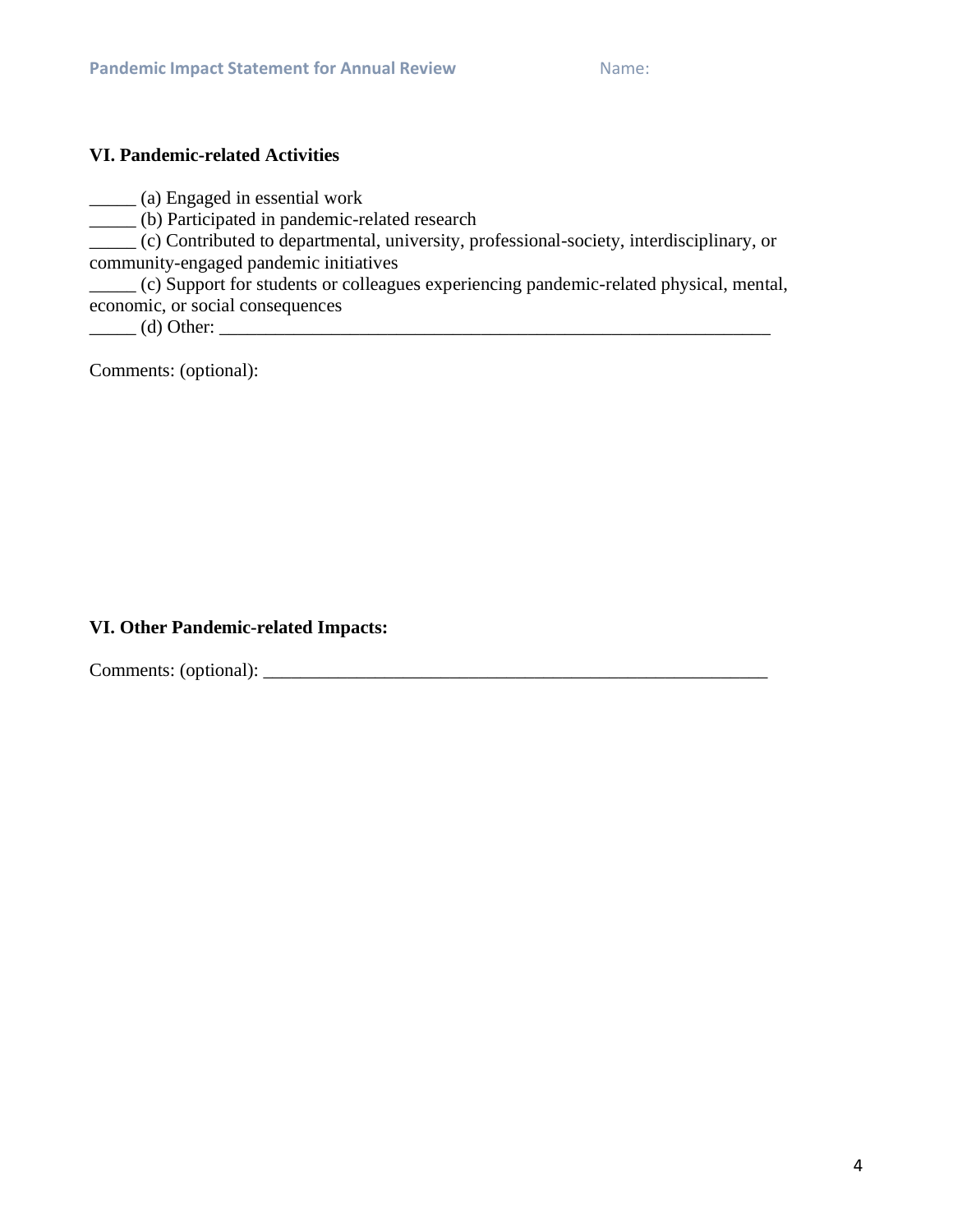### VI. Pandemic-related Activities

_____ (a) Engaged in essential work
_____ (b) Participated in pandemic-related research
_____ (c) Contributed to departmental, university, professional-society, interdisciplinary, or community-engaged pandemic initiatives
_____ (c) Support for students or colleagues experiencing pandemic-related physical, mental, economic, or social consequences
_____ (d) Other: ______________________________________________________________

Comments: (optional):

### VI. Other Pandemic-related Impacts:

Comments: (optional): ________________________________________________________